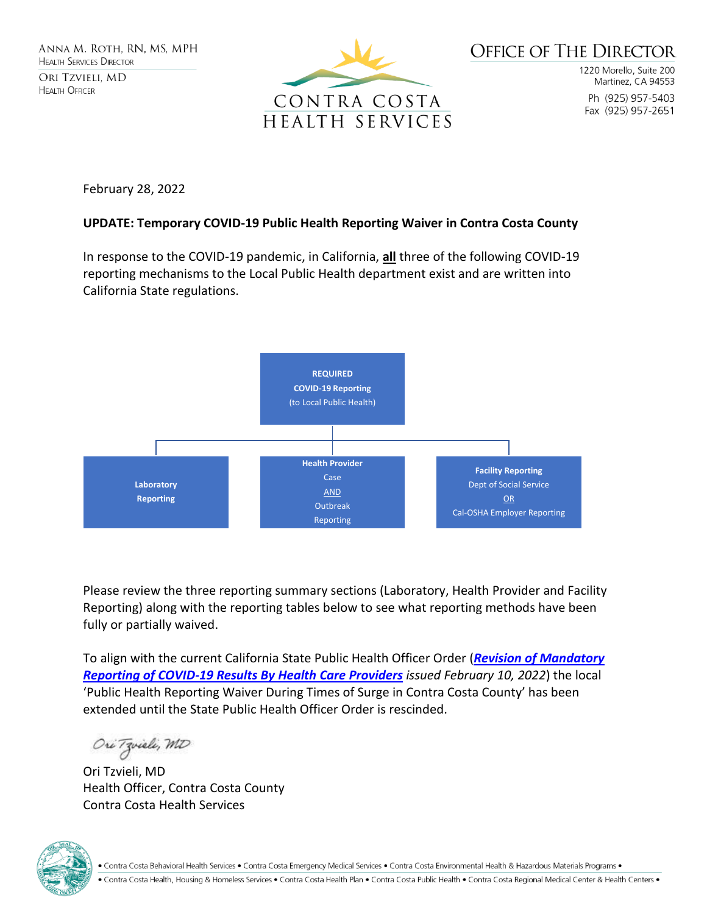Anna M. Roth, RN, MS, MPH
Health Services Director

Ori Tzvieli, MD
Health Officer

CONTRA COSTA
HEALTH SERVICES

OFFICE OF THE DIRECTOR

1220 Morello, Suite 200
Martinez, CA 94553

Ph (925) 957-5403
Fax (925) 957-2651

February 28, 2022

**UPDATE: Temporary COVID-19 Public Health Reporting Waiver in Contra Costa County**

In response to the COVID-19 pandemic, in California, **all** three of the following COVID-19 reporting mechanisms to the Local Public Health department exist and are written into California State regulations.

**REQUIRED COVID-19 Reporting** (to Local Public Health)

- **Laboratory Reporting**
- **Health Provider** Case AND Outbreak Reporting
- **Facility Reporting** Dept of Social Service OR Cal-OSHA Employer Reporting

Please review the three reporting summary sections (Laboratory, Health Provider and Facility Reporting) along with the reporting tables below to see what reporting methods have been fully or partially waived.

To align with the current California State Public Health Officer Order (***Revision of Mandatory Reporting of COVID-19 Results By Health Care Providers*** *issued February 10, 2022*) the local 'Public Health Reporting Waiver During Times of Surge in Contra Costa County' has been extended until the State Public Health Officer Order is rescinded.

Ori Tzvieli, MD
Health Officer, Contra Costa County
Contra Costa Health Services

• Contra Costa Behavioral Health Services • Contra Costa Emergency Medical Services • Contra Costa Environmental Health & Hazardous Materials Programs •
• Contra Costa Health, Housing & Homeless Services • Contra Costa Health Plan • Contra Costa Public Health • Contra Costa Regional Medical Center & Health Centers •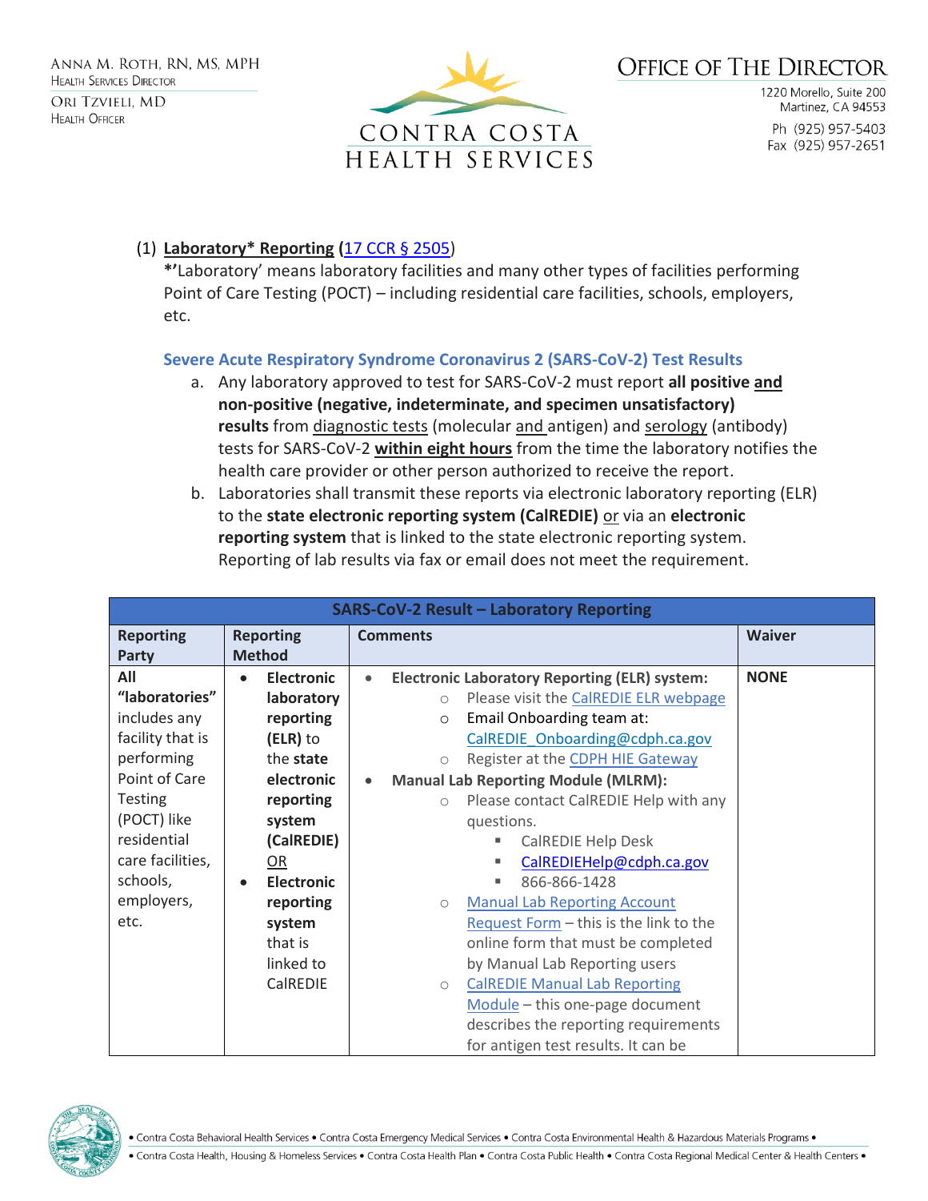(1) **Laboratory* Reporting** (17 CCR § 2505)

***'**Laboratory' means laboratory facilities and many other types of facilities performing Point of Care Testing (POCT) – including residential care facilities, schools, employers, etc.

### Severe Acute Respiratory Syndrome Coronavirus 2 (SARS-CoV-2) Test Results

a. Any laboratory approved to test for SARS-CoV-2 must report **all positive and non-positive (negative, indeterminate, and specimen unsatisfactory) results** from diagnostic tests (molecular and antigen) and serology (antibody) tests for SARS-CoV-2 **within eight hours** from the time the laboratory notifies the health care provider or other person authorized to receive the report.

b. Laboratories shall transmit these reports via electronic laboratory reporting (ELR) to the **state electronic reporting system (CalREDIE)** or via an **electronic reporting system** that is linked to the state electronic reporting system. Reporting of lab results via fax or email does not meet the requirement.

| SARS-CoV-2 Result – Laboratory Reporting | | | |
|---|---|---|---|
| **Reporting Party** | **Reporting Method** | **Comments** | **Waiver** |
| **All "laboratories"** includes any facility that is performing Point of Care Testing (POCT) like residential care facilities, schools, employers, etc. | • **Electronic laboratory reporting (ELR)** to the **state electronic reporting system (CalREDIE)** OR<br>• **Electronic reporting system** that is linked to CalREDIE | • **Electronic Laboratory Reporting (ELR) system:**<br>○ Please visit the CalREDIE ELR webpage<br>○ Email Onboarding team at: CalREDIE_Onboarding@cdph.ca.gov<br>○ Register at the CDPH HIE Gateway<br>• **Manual Lab Reporting Module (MLRM):**<br>○ Please contact CalREDIE Help with any questions.<br>▪ CalREDIE Help Desk<br>▪ CalREDIEHelp@cdph.ca.gov<br>▪ 866-866-1428<br>○ Manual Lab Reporting Account Request Form – this is the link to the online form that must be completed by Manual Lab Reporting users<br>○ CalREDIE Manual Lab Reporting Module – this one-page document describes the reporting requirements for antigen test results. It can be | **NONE** |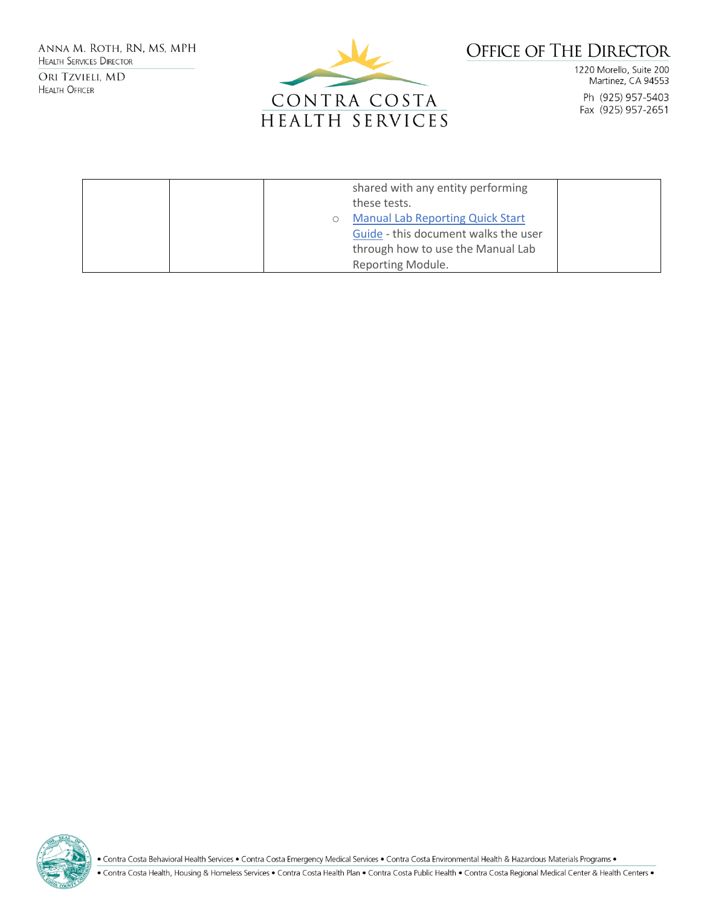|  |  |  |  |
|---|---|---|---|
|  |  | shared with any entity performing these tests.<br>○ Manual Lab Reporting Quick Start Guide - this document walks the user through how to use the Manual Lab Reporting Module. |  |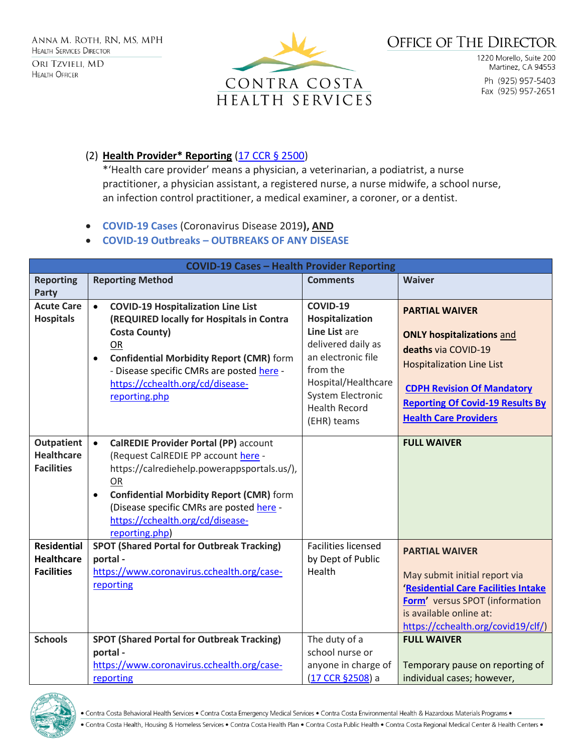(2) **Health Provider* Reporting** (17 CCR § 2500)
*'Health care provider' means a physician, a veterinarian, a podiatrist, a nurse practitioner, a physician assistant, a registered nurse, a nurse midwife, a school nurse, an infection control practitioner, a medical examiner, a coroner, or a dentist.

- **COVID-19 Cases** (Coronavirus Disease 2019)**, AND**
- **COVID-19 Outbreaks – OUTBREAKS OF ANY DISEASE**

| **COVID-19 Cases – Health Provider Reporting** | | | |
|---|---|---|---|
| **Reporting Party** | **Reporting Method** | **Comments** | **Waiver** |
| **Acute Care Hospitals** | • **COVID-19 Hospitalization Line List (REQUIRED locally for Hospitals in Contra Costa County)** OR<br>• **Confidential Morbidity Report (CMR)** form - Disease specific CMRs are posted here - https://cchealth.org/cd/disease-reporting.php | **COVID-19 Hospitalization Line List** are delivered daily as an electronic file from the Hospital/Healthcare System Electronic Health Record (EHR) teams | **PARTIAL WAIVER**<br><br>**ONLY hospitalizations** and **deaths** via COVID-19 Hospitalization Line List<br><br>**CDPH Revision Of Mandatory Reporting Of Covid-19 Results By Health Care Providers** |
| **Outpatient Healthcare Facilities** | • **CalREDIE Provider Portal (PP)** account (Request CalREDIE PP account here - https://calrediehelp.powerappsportals.us/), OR<br>• **Confidential Morbidity Report (CMR)** form (Disease specific CMRs are posted here - https://cchealth.org/cd/disease-reporting.php) | | **FULL WAIVER** |
| **Residential Healthcare Facilities** | **SPOT (Shared Portal for Outbreak Tracking) portal** - https://www.coronavirus.cchealth.org/case-reporting | Facilities licensed by Dept of Public Health | **PARTIAL WAIVER**<br><br>May submit initial report via '**Residential Care Facilities Intake Form**' versus SPOT (information is available online at: https://cchealth.org/covid19/clf/) |
| **Schools** | **SPOT (Shared Portal for Outbreak Tracking) portal** - https://www.coronavirus.cchealth.org/case-reporting | The duty of a school nurse or anyone in charge of (17 CCR §2508) a | **FULL WAIVER**<br><br>Temporary pause on reporting of individual cases; however, |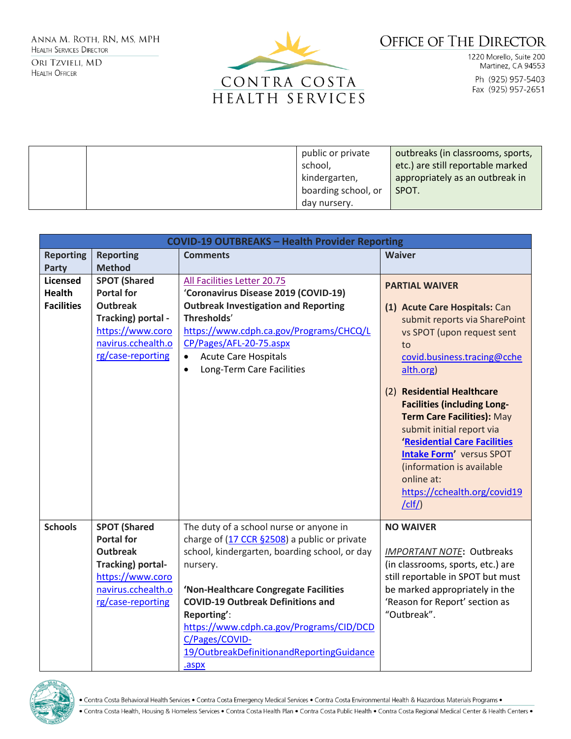| | | public or private school, kindergarten, boarding school, or day nursery. | outbreaks (in classrooms, sports, etc.) are still reportable marked appropriately as an outbreak in SPOT. |
|---|---|---|---|

| **COVID-19 OUTBREAKS – Health Provider Reporting** | | | |
|---|---|---|---|
| **Reporting Party** | **Reporting Method** | **Comments** | **Waiver** |
| **Licensed Health Facilities** | **SPOT (Shared Portal for Outbreak Tracking) portal -** https://www.coronavirus.cchealth.org/case-reporting | All Facilities Letter 20.75 **'Coronavirus Disease 2019 (COVID-19) Outbreak Investigation and Reporting Thresholds'** https://www.cdph.ca.gov/Programs/CHCQ/LCP/Pages/AFL-20-75.aspx <br>• Acute Care Hospitals <br>• Long-Term Care Facilities | **PARTIAL WAIVER** <br>**(1) Acute Care Hospitals:** Can submit reports via SharePoint vs SPOT (upon request sent to covid.business.tracing@cchealth.org) <br>(2) **Residential Healthcare Facilities (including Long-Term Care Facilities):** May submit initial report via **'Residential Care Facilities Intake Form'** versus SPOT (information is available online at: https://cchealth.org/covid19/clf/) |
| **Schools** | **SPOT (Shared Portal for Outbreak Tracking) portal-** https://www.coronavirus.cchealth.org/case-reporting | The duty of a school nurse or anyone in charge of (17 CCR §2508) a public or private school, kindergarten, boarding school, or day nursery. <br><br>**'Non-Healthcare Congregate Facilities COVID-19 Outbreak Definitions and Reporting'**: https://www.cdph.ca.gov/Programs/CID/DCDC/Pages/COVID-19/OutbreakDefinitionandReportingGuidance.aspx | **NO WAIVER** <br><br>*IMPORTANT NOTE*: Outbreaks (in classrooms, sports, etc.) are still reportable in SPOT but must be marked appropriately in the 'Reason for Report' section as "Outbreak". |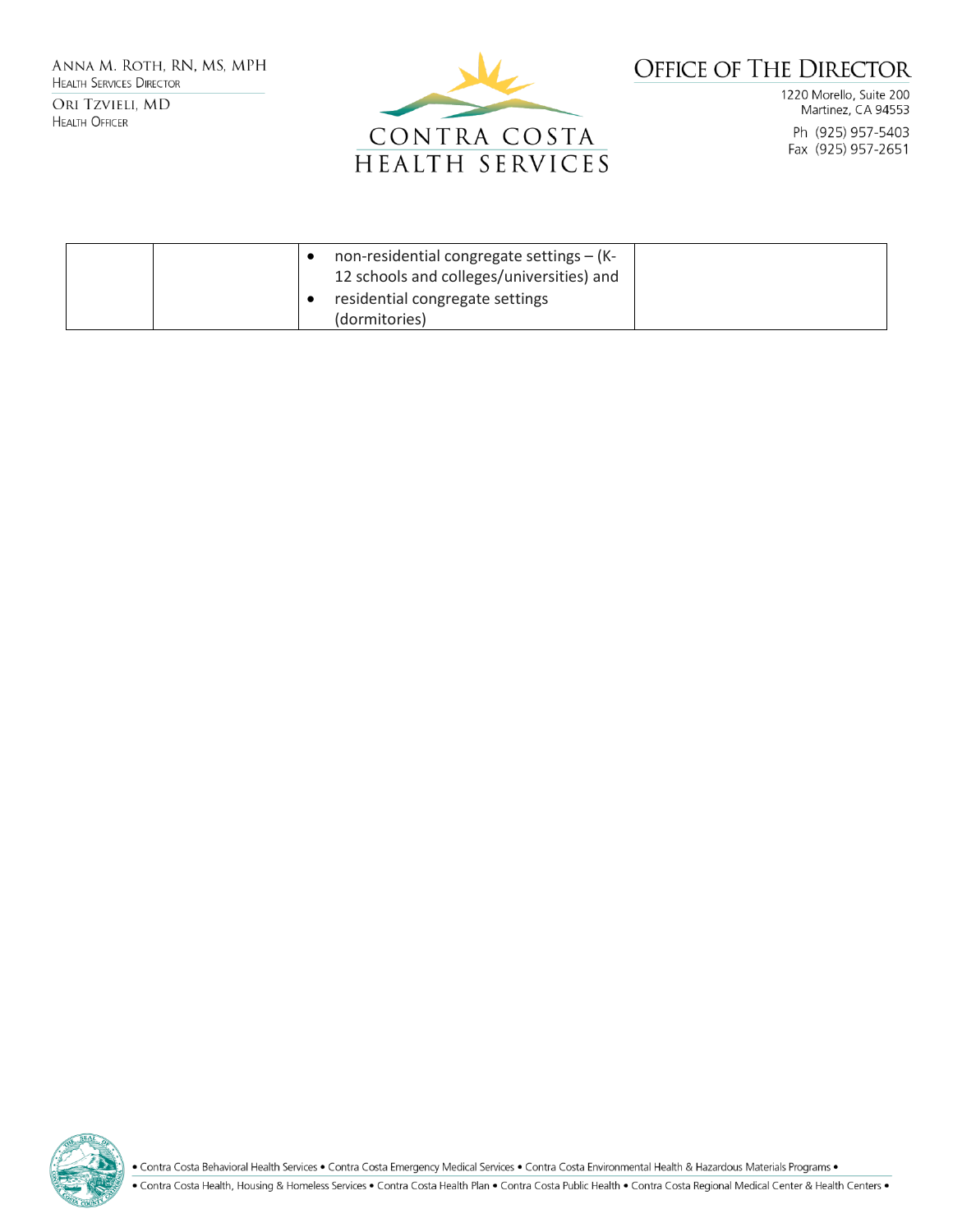| | | • non-residential congregate settings – (K-12 schools and colleges/universities) and<br>• residential congregate settings (dormitories) | |
|---|---|---|---|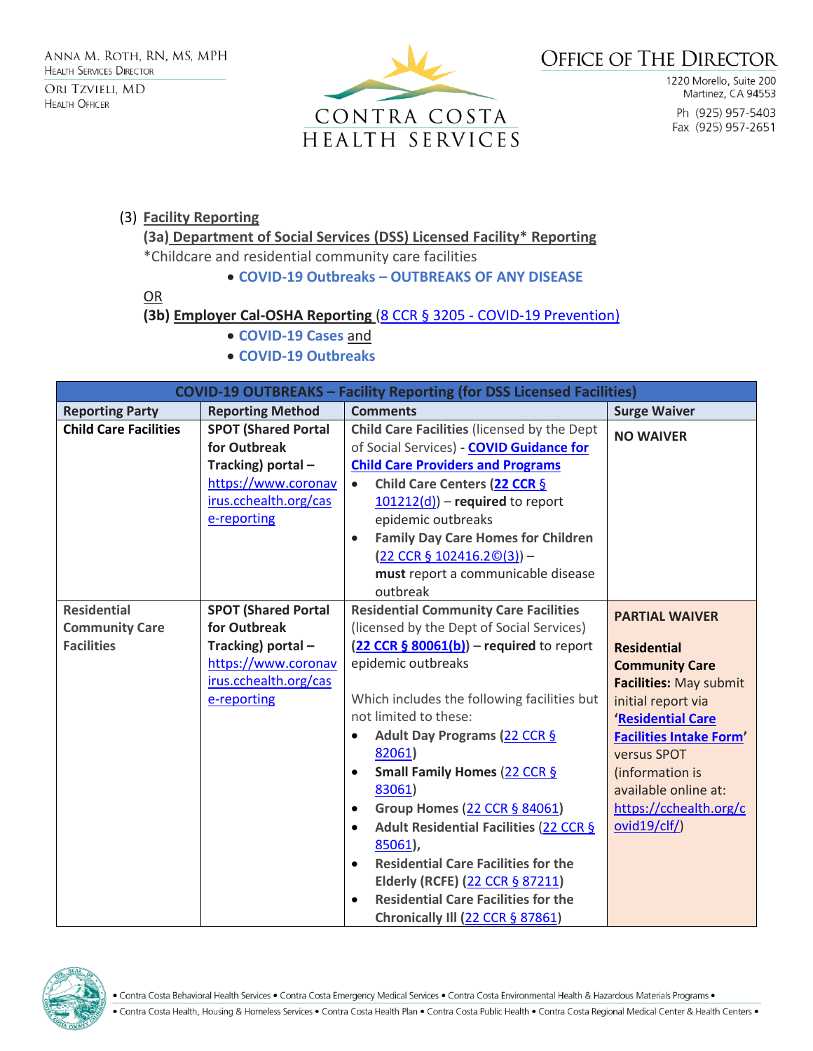(3) **Facility Reporting**

**(3a) Department of Social Services (DSS) Licensed Facility* Reporting**

*Childcare and residential community care facilities

- **COVID-19 Outbreaks – OUTBREAKS OF ANY DISEASE**

OR

**(3b) Employer Cal-OSHA Reporting** (8 CCR § 3205 - COVID-19 Prevention)

- **COVID-19 Cases** and
- **COVID-19 Outbreaks**

| COVID-19 OUTBREAKS – Facility Reporting (for DSS Licensed Facilities) | | | |
|---|---|---|---|
| **Reporting Party** | **Reporting Method** | **Comments** | **Surge Waiver** |
| **Child Care Facilities** | **SPOT (Shared Portal for Outbreak Tracking) portal** – https://www.coronavirus.cchealth.org/case-reporting | **Child Care Facilities** (licensed by the Dept of Social Services) - **COVID Guidance for Child Care Providers and Programs**<br>• **Child Care Centers (22 CCR § 101212(d))** – **required** to report epidemic outbreaks<br>• **Family Day Care Homes for Children** (22 CCR § 102416.2©(3)) – **must** report a communicable disease outbreak | **NO WAIVER** |
| **Residential Community Care Facilities** | **SPOT (Shared Portal for Outbreak Tracking) portal** – https://www.coronavirus.cchealth.org/case-reporting | **Residential Community Care Facilities** (licensed by the Dept of Social Services) (**22 CCR § 80061(b)**) – **required** to report epidemic outbreaks<br><br>Which includes the following facilities but not limited to these:<br>• **Adult Day Programs** (22 CCR § 82061)<br>• **Small Family Homes** (22 CCR § 83061)<br>• **Group Homes** (22 CCR § 84061)<br>• **Adult Residential Facilities** (22 CCR § 85061),<br>• **Residential Care Facilities for the Elderly (RCFE)** (22 CCR § 87211)<br>• **Residential Care Facilities for the Chronically Ill** (22 CCR § 87861) | **PARTIAL WAIVER**<br><br>**Residential Community Care Facilities:** May submit initial report via '**Residential Care Facilities Intake Form**' versus SPOT (information is available online at: https://cchealth.org/covid19/clf/) |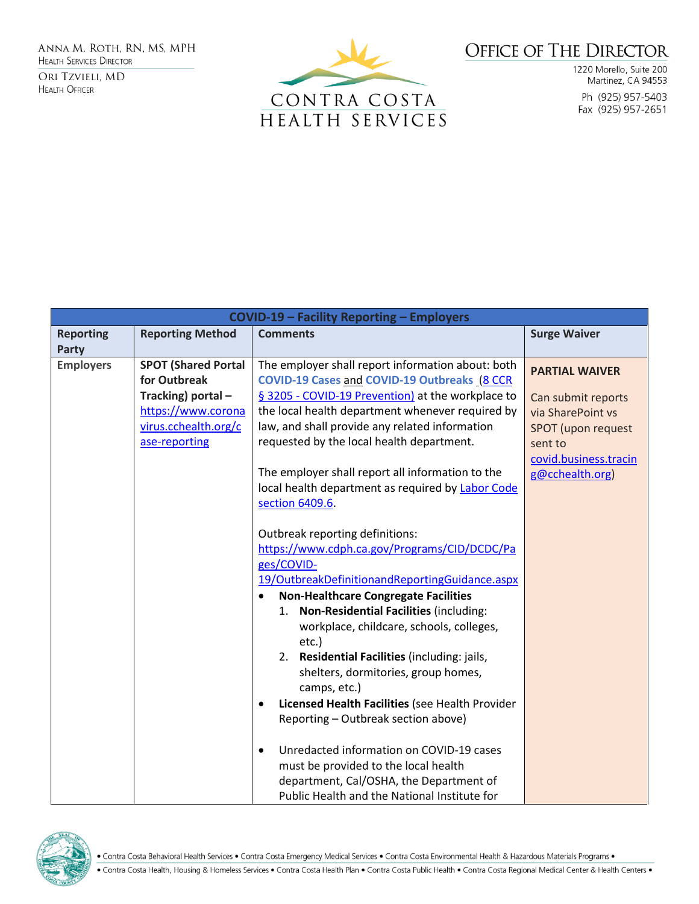| COVID-19 – Facility Reporting – Employers | | | |
|---|---|---|---|
| **Reporting Party** | **Reporting Method** | **Comments** | **Surge Waiver** |
| **Employers** | **SPOT (Shared Portal for Outbreak Tracking) portal –** https://www.coronavirus.cchealth.org/case-reporting | The employer shall report information about: both **COVID-19 Cases** and **COVID-19 Outbreaks** (8 CCR § 3205 - COVID-19 Prevention) at the workplace to the local health department whenever required by law, and shall provide any related information requested by the local health department.<br><br>The employer shall report all information to the local health department as required by Labor Code section 6409.6.<br><br>Outbreak reporting definitions: https://www.cdph.ca.gov/Programs/CID/DCDC/Pages/COVID-19/OutbreakDefinitionandReportingGuidance.aspx<br>• **Non-Healthcare Congregate Facilities**<br>&nbsp;&nbsp;1. **Non-Residential Facilities** (including: workplace, childcare, schools, colleges, etc.)<br>&nbsp;&nbsp;2. **Residential Facilities** (including: jails, shelters, dormitories, group homes, camps, etc.)<br>• **Licensed Health Facilities** (see Health Provider Reporting – Outbreak section above)<br><br>• Unredacted information on COVID-19 cases must be provided to the local health department, Cal/OSHA, the Department of Public Health and the National Institute for | **PARTIAL WAIVER**<br><br>Can submit reports via SharePoint vs SPOT (upon request sent to covid.business.tracing@cchealth.org) |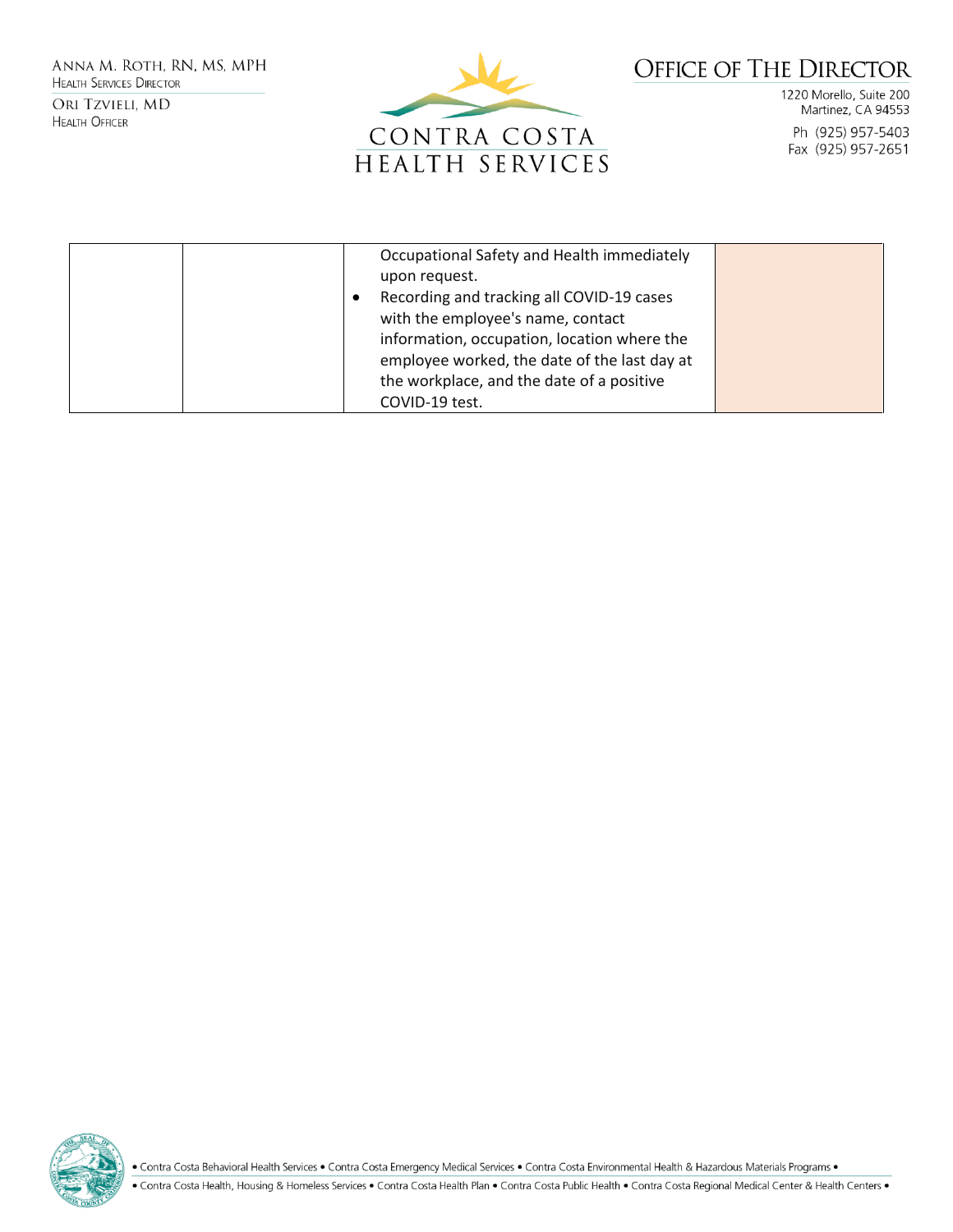| | | Occupational Safety and Health immediately upon request.<br>• Recording and tracking all COVID-19 cases with the employee's name, contact information, occupation, location where the employee worked, the date of the last day at the workplace, and the date of a positive COVID-19 test. | |
|---|---|---|---|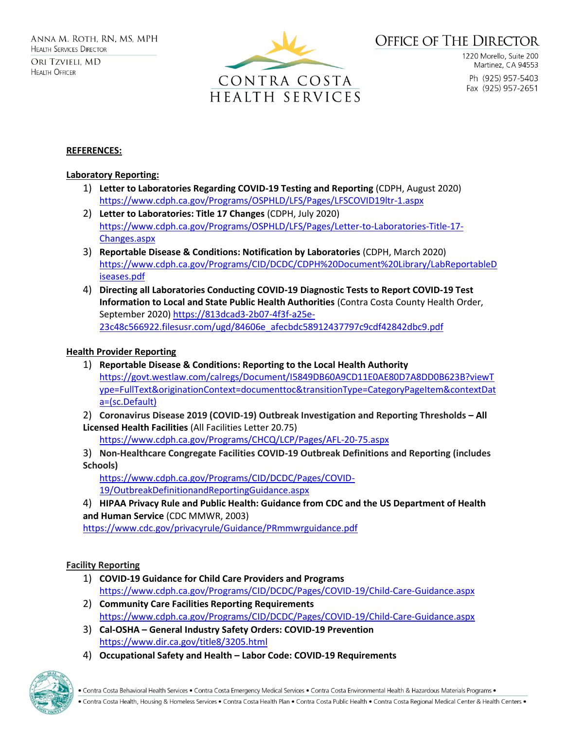**REFERENCES:**

**Laboratory Reporting:**

1) **Letter to Laboratories Regarding COVID-19 Testing and Reporting** (CDPH, August 2020) https://www.cdph.ca.gov/Programs/OSPHLD/LFS/Pages/LFSCOVID19ltr-1.aspx
2) **Letter to Laboratories: Title 17 Changes** (CDPH, July 2020) https://www.cdph.ca.gov/Programs/OSPHLD/LFS/Pages/Letter-to-Laboratories-Title-17-Changes.aspx
3) **Reportable Disease & Conditions: Notification by Laboratories** (CDPH, March 2020) https://www.cdph.ca.gov/Programs/CID/DCDC/CDPH%20Document%20Library/LabReportableDiseases.pdf
4) **Directing all Laboratories Conducting COVID-19 Diagnostic Tests to Report COVID-19 Test Information to Local and State Public Health Authorities** (Contra Costa County Health Order, September 2020) https://813dcad3-2b07-4f3f-a25e-23c48c566922.filesusr.com/ugd/84606e_afecbdc58912437797c9cdf42842dbc9.pdf

**Health Provider Reporting**

1) **Reportable Disease & Conditions: Reporting to the Local Health Authority** https://govt.westlaw.com/calregs/Document/I5849DB60A9CD11E0AE80D7A8DD0B623B?viewType=FullText&originationContext=documenttoc&transitionType=CategoryPageItem&contextData=(sc.Default)
2) **Coronavirus Disease 2019 (COVID-19) Outbreak Investigation and Reporting Thresholds – All Licensed Health Facilities** (All Facilities Letter 20.75) https://www.cdph.ca.gov/Programs/CHCQ/LCP/Pages/AFL-20-75.aspx
3) **Non-Healthcare Congregate Facilities COVID-19 Outbreak Definitions and Reporting (includes Schools)** https://www.cdph.ca.gov/Programs/CID/DCDC/Pages/COVID-19/OutbreakDefinitionandReportingGuidance.aspx
4) **HIPAA Privacy Rule and Public Health: Guidance from CDC and the US Department of Health and Human Service** (CDC MMWR, 2003) https://www.cdc.gov/privacyrule/Guidance/PRmmwrguidance.pdf

**Facility Reporting**

1) **COVID-19 Guidance for Child Care Providers and Programs** https://www.cdph.ca.gov/Programs/CID/DCDC/Pages/COVID-19/Child-Care-Guidance.aspx
2) **Community Care Facilities Reporting Requirements** https://www.cdph.ca.gov/Programs/CID/DCDC/Pages/COVID-19/Child-Care-Guidance.aspx
3) **Cal-OSHA – General Industry Safety Orders: COVID-19 Prevention** https://www.dir.ca.gov/title8/3205.html
4) **Occupational Safety and Health – Labor Code: COVID-19 Requirements**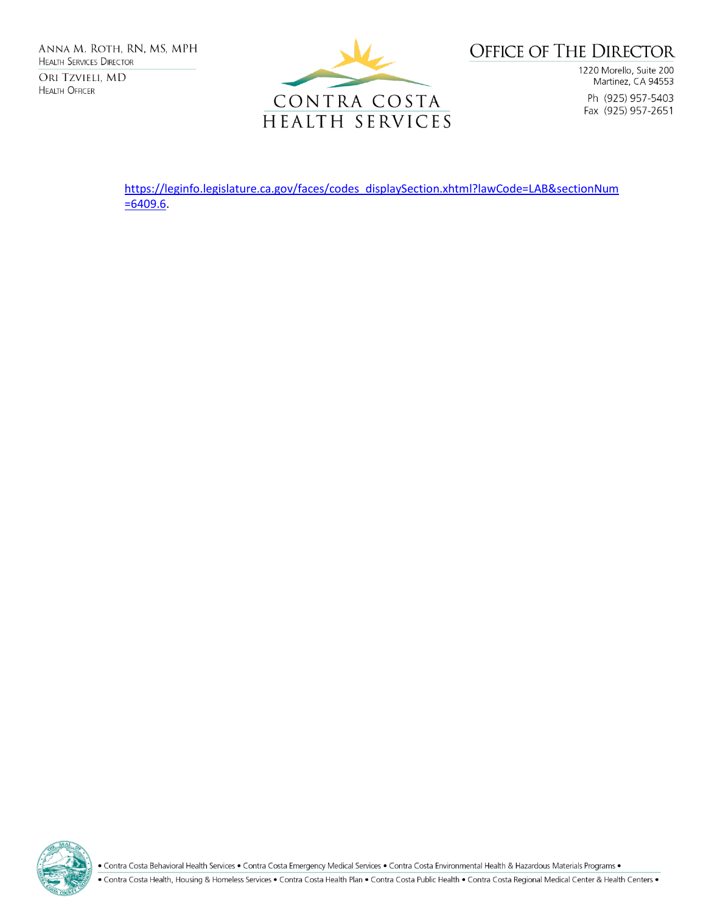https://leginfo.legislature.ca.gov/faces/codes_displaySection.xhtml?lawCode=LAB&sectionNum=6409.6.